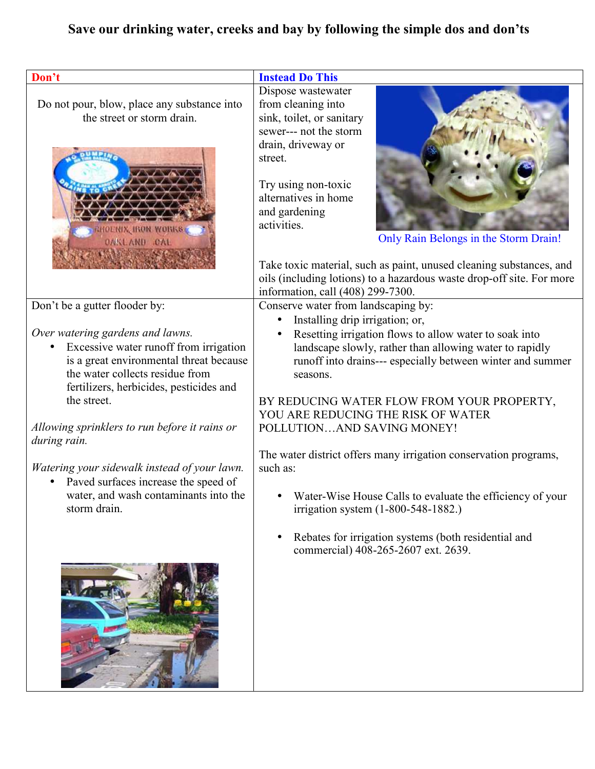**Save our drinking water, creeks and bay by following the simple dos and don'ts**

| Don't | Instead Do This |
| --- | --- |
| Do not pour, blow, place any substance into the street or storm drain. | Dispose wastewater from cleaning into sink, toilet, or sanitary sewer--- not the storm drain, driveway or street.<br><br>Try using non-toxic alternatives in home and gardening activities.<br><br>Only Rain Belongs in the Storm Drain!<br><br>Take toxic material, such as paint, unused cleaning substances, and oils (including lotions) to a hazardous waste drop-off site. For more information, call (408) 299-7300. |
| Don't be a gutter flooder by:<br><br>*Over watering gardens and lawns.*<br>• Excessive water runoff from irrigation is a great environmental threat because the water collects residue from fertilizers, herbicides, pesticides and the street.<br><br>*Allowing sprinklers to run before it rains or during rain.*<br><br>*Watering your sidewalk instead of your lawn.*<br>• Paved surfaces increase the speed of water, and wash contaminants into the storm drain. | Conserve water from landscaping by:<br>• Installing drip irrigation; or,<br>• Resetting irrigation flows to allow water to soak into landscape slowly, rather than allowing water to rapidly runoff into drains--- especially between winter and summer seasons.<br><br>BY REDUCING WATER FLOW FROM YOUR PROPERTY, YOU ARE REDUCING THE RISK OF WATER POLLUTION…AND SAVING MONEY!<br><br>The water district offers many irrigation conservation programs, such as:<br><br>• Water-Wise House Calls to evaluate the efficiency of your irrigation system (1-800-548-1882.)<br><br>• Rebates for irrigation systems (both residential and commercial) 408-265-2607 ext. 2639. |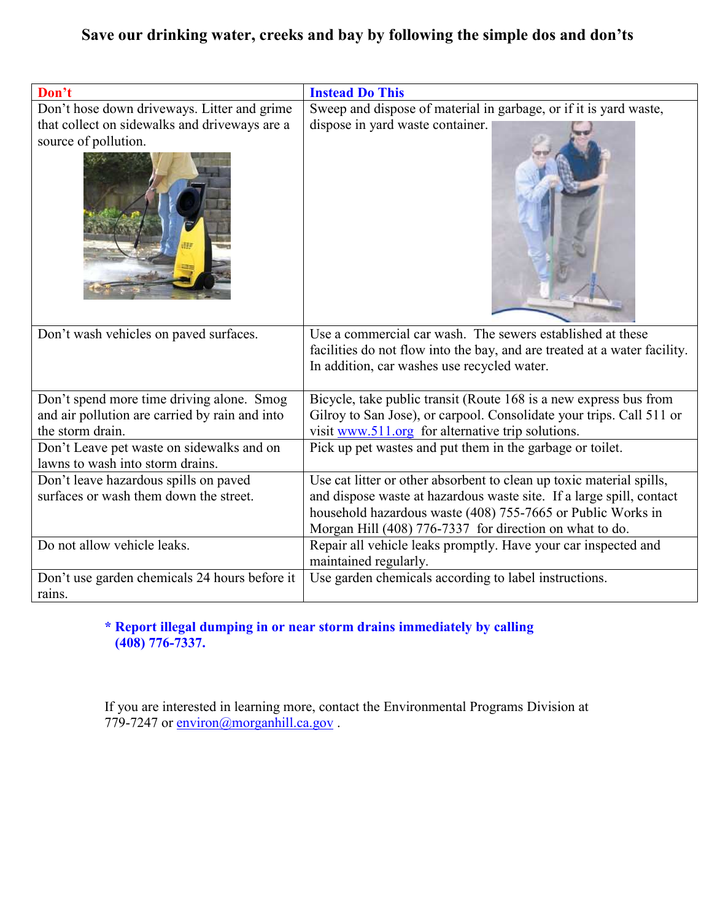**Save our drinking water, creeks and bay by following the simple dos and don'ts**

| Don't | Instead Do This |
| --- | --- |
| Don't hose down driveways. Litter and grime that collect on sidewalks and driveways are a source of pollution. | Sweep and dispose of material in garbage, or if it is yard waste, dispose in yard waste container. |
| Don't wash vehicles on paved surfaces. | Use a commercial car wash. The sewers established at these facilities do not flow into the bay, and are treated at a water facility. In addition, car washes use recycled water. |
| Don't spend more time driving alone. Smog and air pollution are carried by rain and into the storm drain. | Bicycle, take public transit (Route 168 is a new express bus from Gilroy to San Jose), or carpool. Consolidate your trips. Call 511 or visit www.511.org for alternative trip solutions. |
| Don't Leave pet waste on sidewalks and on lawns to wash into storm drains. | Pick up pet wastes and put them in the garbage or toilet. |
| Don't leave hazardous spills on paved surfaces or wash them down the street. | Use cat litter or other absorbent to clean up toxic material spills, and dispose waste at hazardous waste site. If a large spill, contact household hazardous waste (408) 755-7665 or Public Works in Morgan Hill (408) 776-7337 for direction on what to do. |
| Do not allow vehicle leaks. | Repair all vehicle leaks promptly. Have your car inspected and maintained regularly. |
| Don't use garden chemicals 24 hours before it rains. | Use garden chemicals according to label instructions. |

**\* Report illegal dumping in or near storm drains immediately by calling (408) 776-7337.**

If you are interested in learning more, contact the Environmental Programs Division at 779-7247 or environ@morganhill.ca.gov .